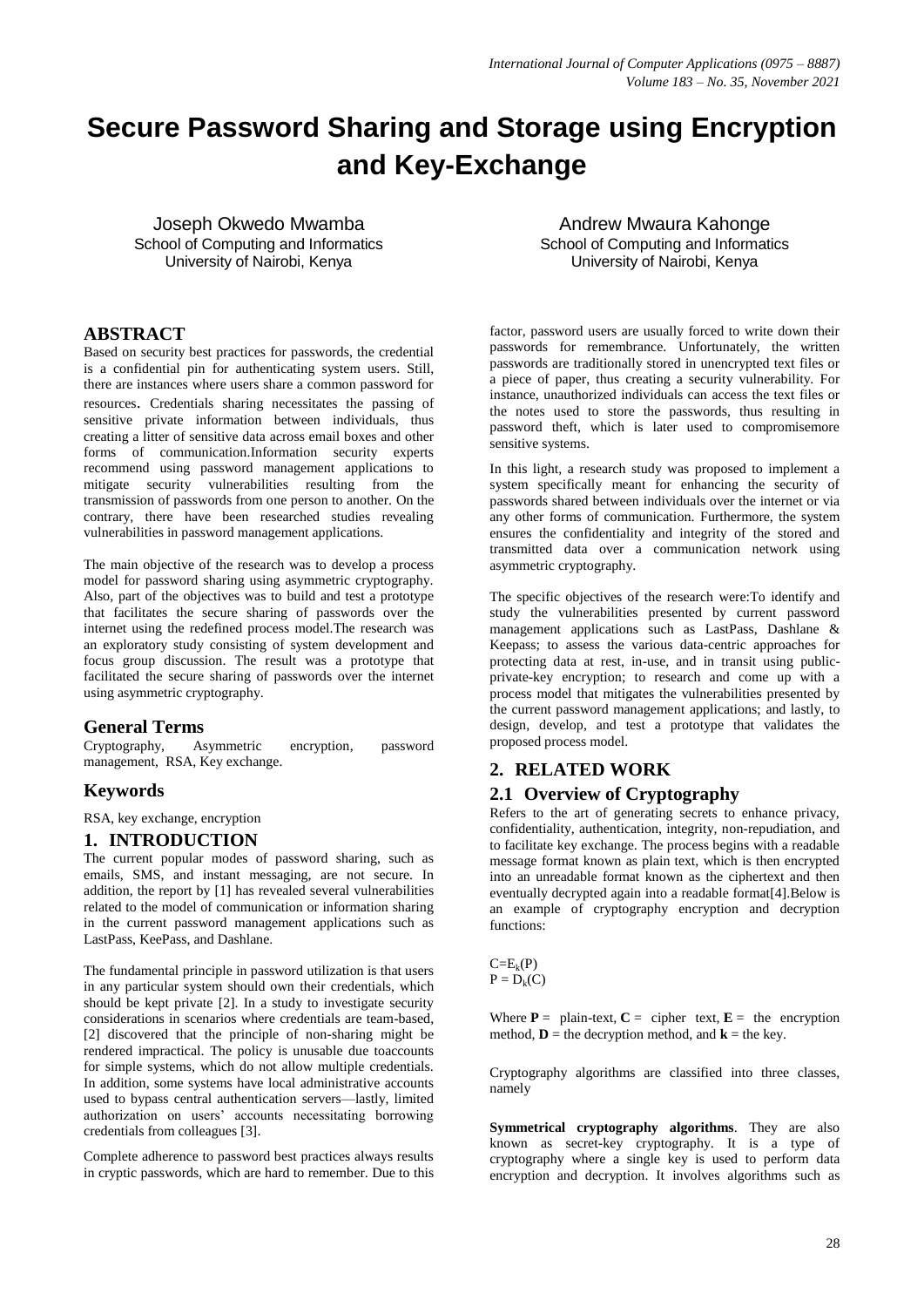# Secure Password Sharing and Storage using Encryption and Key-Exchange

Joseph Okwedo Mwamba
School of Computing and Informatics
University of Nairobi, Kenya

Andrew Mwaura Kahonge
School of Computing and Informatics
University of Nairobi, Kenya

## ABSTRACT

Based on security best practices for passwords, the credential is a confidential pin for authenticating system users. Still, there are instances where users share a common password for resources. Credentials sharing necessitates the passing of sensitive private information between individuals, thus creating a litter of sensitive data across email boxes and other forms of communication.Information security experts recommend using password management applications to mitigate security vulnerabilities resulting from the transmission of passwords from one person to another. On the contrary, there have been researched studies revealing vulnerabilities in password management applications.

The main objective of the research was to develop a process model for password sharing using asymmetric cryptography. Also, part of the objectives was to build and test a prototype that facilitates the secure sharing of passwords over the internet using the redefined process model.The research was an exploratory study consisting of system development and focus group discussion. The result was a prototype that facilitated the secure sharing of passwords over the internet using asymmetric cryptography.

## General Terms

Cryptography, Asymmetric encryption, password management, RSA, Key exchange.

## Keywords

RSA, key exchange, encryption

## 1. INTRODUCTION

The current popular modes of password sharing, such as emails, SMS, and instant messaging, are not secure. In addition, the report by [1] has revealed several vulnerabilities related to the model of communication or information sharing in the current password management applications such as LastPass, KeePass, and Dashlane.

The fundamental principle in password utilization is that users in any particular system should own their credentials, which should be kept private [2]. In a study to investigate security considerations in scenarios where credentials are team-based, [2] discovered that the principle of non-sharing might be rendered impractical. The policy is unusable due toaccounts for simple systems, which do not allow multiple credentials. In addition, some systems have local administrative accounts used to bypass central authentication servers—lastly, limited authorization on users' accounts necessitating borrowing credentials from colleagues [3].

Complete adherence to password best practices always results in cryptic passwords, which are hard to remember. Due to this factor, password users are usually forced to write down their passwords for remembrance. Unfortunately, the written passwords are traditionally stored in unencrypted text files or a piece of paper, thus creating a security vulnerability. For instance, unauthorized individuals can access the text files or the notes used to store the passwords, thus resulting in password theft, which is later used to compromisemore sensitive systems.

In this light, a research study was proposed to implement a system specifically meant for enhancing the security of passwords shared between individuals over the internet or via any other forms of communication. Furthermore, the system ensures the confidentiality and integrity of the stored and transmitted data over a communication network using asymmetric cryptography.

The specific objectives of the research were:To identify and study the vulnerabilities presented by current password management applications such as LastPass, Dashlane & Keepass; to assess the various data-centric approaches for protecting data at rest, in-use, and in transit using public-private-key encryption; to research and come up with a process model that mitigates the vulnerabilities presented by the current password management applications; and lastly, to design, develop, and test a prototype that validates the proposed process model.

## 2. RELATED WORK

### 2.1 Overview of Cryptography

Refers to the art of generating secrets to enhance privacy, confidentiality, authentication, integrity, non-repudiation, and to facilitate key exchange. The process begins with a readable message format known as plain text, which is then encrypted into an unreadable format known as the ciphertext and then eventually decrypted again into a readable format[4].Below is an example of cryptography encryption and decryption functions:

$$C=E_k(P)$$
$$P = D_k(C)$$

Where **P** = plain-text, **C** = cipher text, **E** = the encryption method, **D** = the decryption method, and **k** = the key.

Cryptography algorithms are classified into three classes, namely

**Symmetrical cryptography algorithms**. They are also known as secret-key cryptography. It is a type of cryptography where a single key is used to perform data encryption and decryption. It involves algorithms such as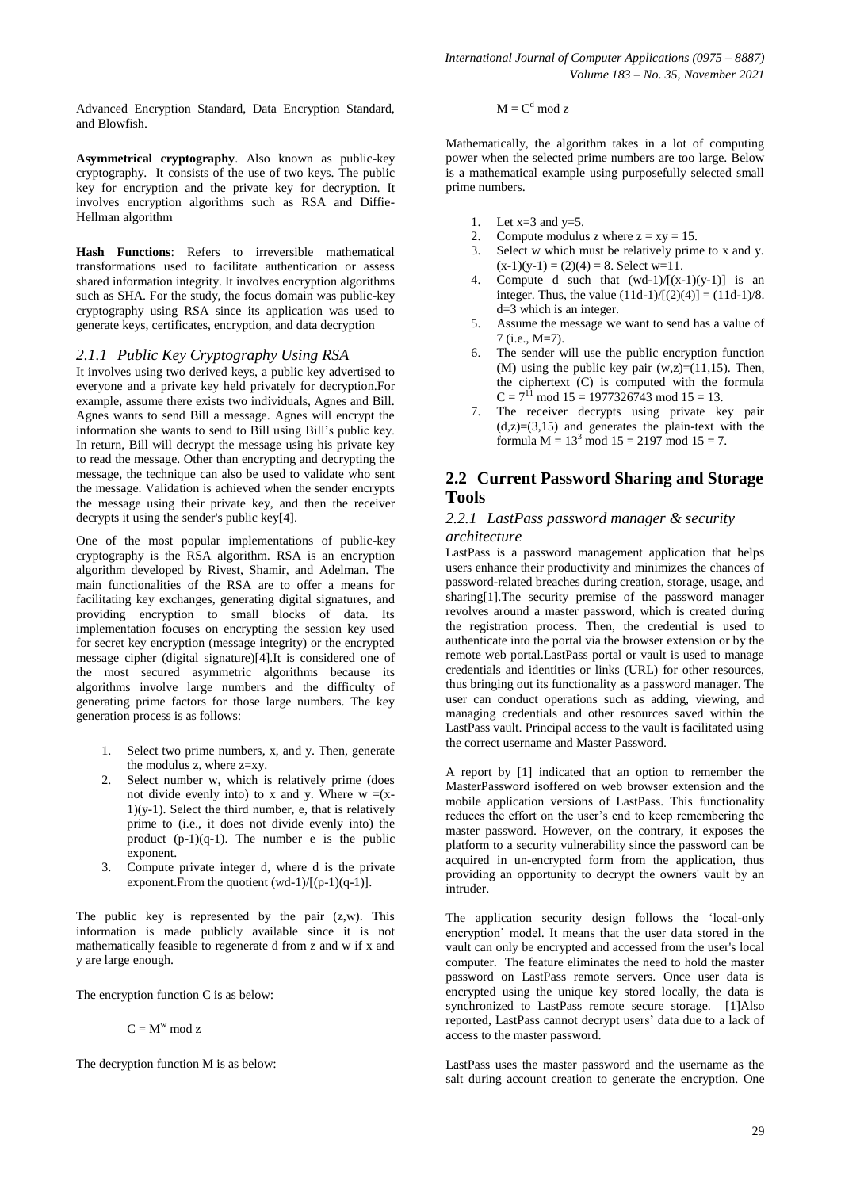Advanced Encryption Standard, Data Encryption Standard, and Blowfish.

**Asymmetrical cryptography**. Also known as public-key cryptography. It consists of the use of two keys. The public key for encryption and the private key for decryption. It involves encryption algorithms such as RSA and Diffie-Hellman algorithm

**Hash Functions**: Refers to irreversible mathematical transformations used to facilitate authentication or assess shared information integrity. It involves encryption algorithms such as SHA. For the study, the focus domain was public-key cryptography using RSA since its application was used to generate keys, certificates, encryption, and data decryption

### *2.1.1 Public Key Cryptography Using RSA*

It involves using two derived keys, a public key advertised to everyone and a private key held privately for decryption.For example, assume there exists two individuals, Agnes and Bill. Agnes wants to send Bill a message. Agnes will encrypt the information she wants to send to Bill using Bill's public key. In return, Bill will decrypt the message using his private key to read the message. Other than encrypting and decrypting the message, the technique can also be used to validate who sent the message. Validation is achieved when the sender encrypts the message using their private key, and then the receiver decrypts it using the sender's public key[4].

One of the most popular implementations of public-key cryptography is the RSA algorithm. RSA is an encryption algorithm developed by Rivest, Shamir, and Adelman. The main functionalities of the RSA are to offer a means for facilitating key exchanges, generating digital signatures, and providing encryption to small blocks of data. Its implementation focuses on encrypting the session key used for secret key encryption (message integrity) or the encrypted message cipher (digital signature)[4].It is considered one of the most secured asymmetric algorithms because its algorithms involve large numbers and the difficulty of generating prime factors for those large numbers. The key generation process is as follows:

1. Select two prime numbers, x, and y. Then, generate the modulus z, where z=xy.
2. Select number w, which is relatively prime (does not divide evenly into) to x and y. Where w =(x-1)(y-1). Select the third number, e, that is relatively prime to (i.e., it does not divide evenly into) the product (p-1)(q-1). The number e is the public exponent.
3. Compute private integer d, where d is the private exponent.From the quotient (wd-1)/[(p-1)(q-1)].

The public key is represented by the pair (z,w). This information is made publicly available since it is not mathematically feasible to regenerate d from z and w if x and y are large enough.

The encryption function C is as below:

$$C = M^w \bmod z$$

The decryption function M is as below:

$$M = C^d \bmod z$$

Mathematically, the algorithm takes in a lot of computing power when the selected prime numbers are too large. Below is a mathematical example using purposefully selected small prime numbers.

1. Let x=3 and y=5.
2. Compute modulus z where z = xy = 15.
3. Select w which must be relatively prime to x and y. (x-1)(y-1) = (2)(4) = 8. Select w=11.
4. Compute d such that (wd-1)/[(x-1)(y-1)] is an integer. Thus, the value (11d-1)/[(2)(4)] = (11d-1)/8. d=3 which is an integer.
5. Assume the message we want to send has a value of 7 (i.e., M=7).
6. The sender will use the public encryption function (M) using the public key pair (w,z)=(11,15). Then, the ciphertext (C) is computed with the formula $C = 7^{11} \bmod 15 = 1977326743 \bmod 15 = 13$.
7. The receiver decrypts using private key pair (d,z)=(3,15) and generates the plain-text with the formula $M = 13^3 \bmod 15 = 2197 \bmod 15 = 7$.

## 2.2 Current Password Sharing and Storage Tools

### *2.2.1 LastPass password manager & security architecture*

LastPass is a password management application that helps users enhance their productivity and minimizes the chances of password-related breaches during creation, storage, usage, and sharing[1].The security premise of the password manager revolves around a master password, which is created during the registration process. Then, the credential is used to authenticate into the portal via the browser extension or by the remote web portal.LastPass portal or vault is used to manage credentials and identities or links (URL) for other resources, thus bringing out its functionality as a password manager. The user can conduct operations such as adding, viewing, and managing credentials and other resources saved within the LastPass vault. Principal access to the vault is facilitated using the correct username and Master Password.

A report by [1] indicated that an option to remember the MasterPassword isoffered on web browser extension and the mobile application versions of LastPass. This functionality reduces the effort on the user's end to keep remembering the master password. However, on the contrary, it exposes the platform to a security vulnerability since the password can be acquired in un-encrypted form from the application, thus providing an opportunity to decrypt the owners' vault by an intruder.

The application security design follows the 'local-only encryption' model. It means that the user data stored in the vault can only be encrypted and accessed from the user's local computer. The feature eliminates the need to hold the master password on LastPass remote servers. Once user data is encrypted using the unique key stored locally, the data is synchronized to LastPass remote secure storage. [1]Also reported, LastPass cannot decrypt users' data due to a lack of access to the master password.

LastPass uses the master password and the username as the salt during account creation to generate the encryption. One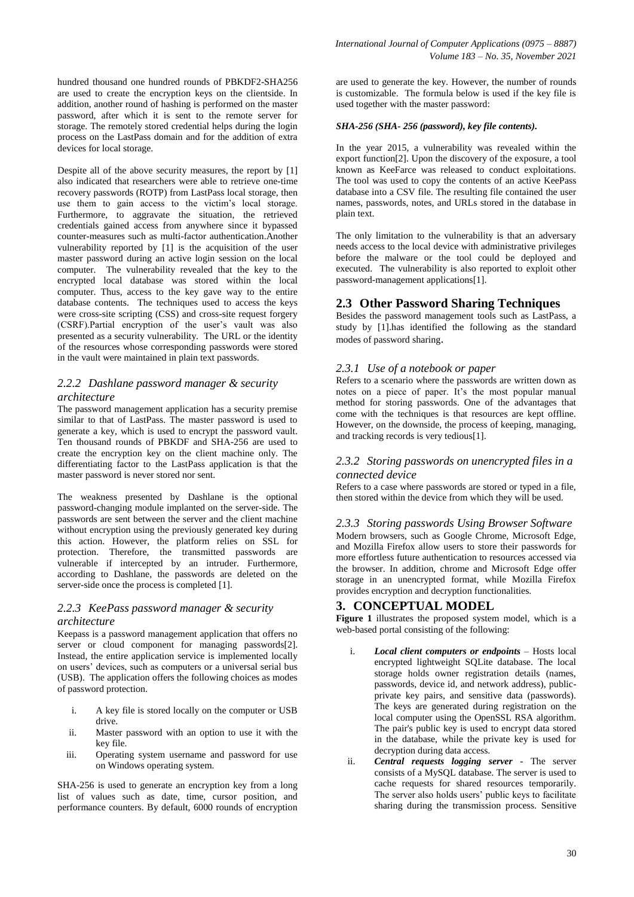hundred thousand one hundred rounds of PBKDF2-SHA256 are used to create the encryption keys on the clientside. In addition, another round of hashing is performed on the master password, after which it is sent to the remote server for storage. The remotely stored credential helps during the login process on the LastPass domain and for the addition of extra devices for local storage.

Despite all of the above security measures, the report by [1] also indicated that researchers were able to retrieve one-time recovery passwords (ROTP) from LastPass local storage, then use them to gain access to the victim's local storage. Furthermore, to aggravate the situation, the retrieved credentials gained access from anywhere since it bypassed counter-measures such as multi-factor authentication.Another vulnerability reported by [1] is the acquisition of the user master password during an active login session on the local computer. The vulnerability revealed that the key to the encrypted local database was stored within the local computer. Thus, access to the key gave way to the entire database contents. The techniques used to access the keys were cross-site scripting (CSS) and cross-site request forgery (CSRF).Partial encryption of the user's vault was also presented as a security vulnerability. The URL or the identity of the resources whose corresponding passwords were stored in the vault were maintained in plain text passwords.

### *2.2.2 Dashlane password manager & security architecture*

The password management application has a security premise similar to that of LastPass. The master password is used to generate a key, which is used to encrypt the password vault. Ten thousand rounds of PBKDF and SHA-256 are used to create the encryption key on the client machine only. The differentiating factor to the LastPass application is that the master password is never stored nor sent.

The weakness presented by Dashlane is the optional password-changing module implanted on the server-side. The passwords are sent between the server and the client machine without encryption using the previously generated key during this action. However, the platform relies on SSL for protection. Therefore, the transmitted passwords are vulnerable if intercepted by an intruder. Furthermore, according to Dashlane, the passwords are deleted on the server-side once the process is completed [1].

### *2.2.3 KeePass password manager & security architecture*

Keepass is a password management application that offers no server or cloud component for managing passwords[2]. Instead, the entire application service is implemented locally on users' devices, such as computers or a universal serial bus (USB). The application offers the following choices as modes of password protection.

i. A key file is stored locally on the computer or USB drive.
ii. Master password with an option to use it with the key file.
iii. Operating system username and password for use on Windows operating system.

SHA-256 is used to generate an encryption key from a long list of values such as date, time, cursor position, and performance counters. By default, 6000 rounds of encryption are used to generate the key. However, the number of rounds is customizable. The formula below is used if the key file is used together with the master password:

***SHA-256 (SHA- 256 (password), key file contents).***

In the year 2015, a vulnerability was revealed within the export function[2]. Upon the discovery of the exposure, a tool known as KeeFarce was released to conduct exploitations. The tool was used to copy the contents of an active KeePass database into a CSV file. The resulting file contained the user names, passwords, notes, and URLs stored in the database in plain text.

The only limitation to the vulnerability is that an adversary needs access to the local device with administrative privileges before the malware or the tool could be deployed and executed. The vulnerability is also reported to exploit other password-management applications[1].

## 2.3 Other Password Sharing Techniques

Besides the password management tools such as LastPass, a study by [1].has identified the following as the standard modes of password sharing.

### *2.3.1 Use of a notebook or paper*

Refers to a scenario where the passwords are written down as notes on a piece of paper. It's the most popular manual method for storing passwords. One of the advantages that come with the techniques is that resources are kept offline. However, on the downside, the process of keeping, managing, and tracking records is very tedious[1].

### *2.3.2 Storing passwords on unencrypted files in a connected device*

Refers to a case where passwords are stored or typed in a file, then stored within the device from which they will be used.

### *2.3.3 Storing passwords Using Browser Software*

Modern browsers, such as Google Chrome, Microsoft Edge, and Mozilla Firefox allow users to store their passwords for more effortless future authentication to resources accessed via the browser. In addition, chrome and Microsoft Edge offer storage in an unencrypted format, while Mozilla Firefox provides encryption and decryption functionalities.

# 3. CONCEPTUAL MODEL

**Figure 1** illustrates the proposed system model, which is a web-based portal consisting of the following:

i. ***Local client computers or endpoints*** – Hosts local encrypted lightweight SQLite database. The local storage holds owner registration details (names, passwords, device id, and network address), public-private key pairs, and sensitive data (passwords). The keys are generated during registration on the local computer using the OpenSSL RSA algorithm. The pair's public key is used to encrypt data stored in the database, while the private key is used for decryption during data access.
ii. ***Central requests logging server*** - The server consists of a MySQL database. The server is used to cache requests for shared resources temporarily. The server also holds users' public keys to facilitate sharing during the transmission process. Sensitive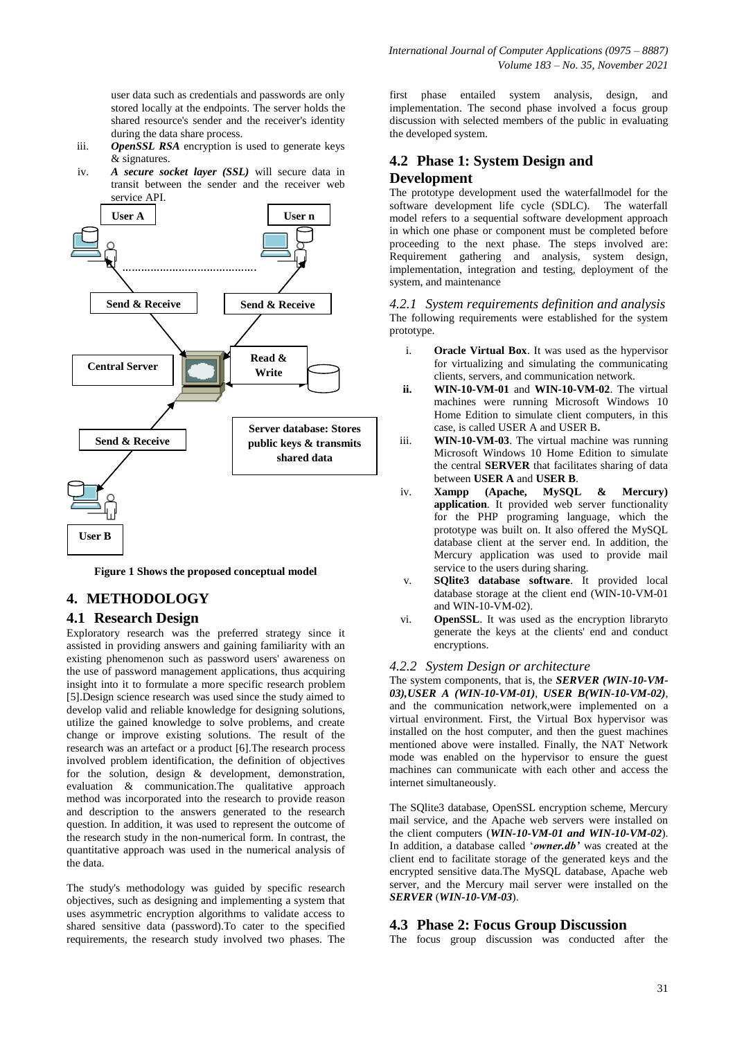user data such as credentials and passwords are only stored locally at the endpoints. The server holds the shared resource's sender and the receiver's identity during the data share process.

iii. ***OpenSSL RSA*** encryption is used to generate keys & signatures.

iv. ***A secure socket layer (SSL)*** will secure data in transit between the sender and the receiver web service API.

User A

User n

Send & Receive

Send & Receive

Central Server

Read & Write

Send & Receive

Server database: Stores public keys & transmits shared data

User B

**Figure 1 Shows the proposed conceptual model**

## 4. METHODOLOGY

### 4.1 Research Design

Exploratory research was the preferred strategy since it assisted in providing answers and gaining familiarity with an existing phenomenon such as password users' awareness on the use of password management applications, thus acquiring insight into it to formulate a more specific research problem [5].Design science research was used since the study aimed to develop valid and reliable knowledge for designing solutions, utilize the gained knowledge to solve problems, and create change or improve existing solutions. The result of the research was an artefact or a product [6].The research process involved problem identification, the definition of objectives for the solution, design & development, demonstration, evaluation & communication.The qualitative approach method was incorporated into the research to provide reason and description to the answers generated to the research question. In addition, it was used to represent the outcome of the research study in the non-numerical form. In contrast, the quantitative approach was used in the numerical analysis of the data.

The study's methodology was guided by specific research objectives, such as designing and implementing a system that uses asymmetric encryption algorithms to validate access to shared sensitive data (password).To cater to the specified requirements, the research study involved two phases. The first phase entailed system analysis, design, and implementation. The second phase involved a focus group discussion with selected members of the public in evaluating the developed system.

### 4.2 Phase 1: System Design and Development

The prototype development used the waterfallmodel for the software development life cycle (SDLC). The waterfall model refers to a sequential software development approach in which one phase or component must be completed before proceeding to the next phase. The steps involved are: Requirement gathering and analysis, system design, implementation, integration and testing, deployment of the system, and maintenance

#### *4.2.1 System requirements definition and analysis*

The following requirements were established for the system prototype.

i. **Oracle Virtual Box**. It was used as the hypervisor for virtualizing and simulating the communicating clients, servers, and communication network.

ii. **WIN-10-VM-01** and **WIN-10-VM-02**. The virtual machines were running Microsoft Windows 10 Home Edition to simulate client computers, in this case, is called USER A and USER B**.**

iii. **WIN-10-VM-03**. The virtual machine was running Microsoft Windows 10 Home Edition to simulate the central **SERVER** that facilitates sharing of data between **USER A** and **USER B**.

iv. **Xampp (Apache, MySQL & Mercury) application**. It provided web server functionality for the PHP programing language, which the prototype was built on. It also offered the MySQL database client at the server end. In addition, the Mercury application was used to provide mail service to the users during sharing.

v. **SQlite3 database software**. It provided local database storage at the client end (WIN-10-VM-01 and WIN-10-VM-02).

vi. **OpenSSL**. It was used as the encryption libraryto generate the keys at the clients' end and conduct encryptions.

#### *4.2.2 System Design or architecture*

The system components, that is, the ***SERVER (WIN-10-VM-03),USER A (WIN-10-VM-01)***, ***USER B(WIN-10-VM-02)***, and the communication network,were implemented on a virtual environment. First, the Virtual Box hypervisor was installed on the host computer, and then the guest machines mentioned above were installed. Finally, the NAT Network mode was enabled on the hypervisor to ensure the guest machines can communicate with each other and access the internet simultaneously.

The SQlite3 database, OpenSSL encryption scheme, Mercury mail service, and the Apache web servers were installed on the client computers (***WIN-10-VM-01 and WIN-10-VM-02***). In addition, a database called '***owner.db'*** was created at the client end to facilitate storage of the generated keys and the encrypted sensitive data.The MySQL database, Apache web server, and the Mercury mail server were installed on the ***SERVER*** (***WIN-10-VM-03***).

### 4.3 Phase 2: Focus Group Discussion

The focus group discussion was conducted after the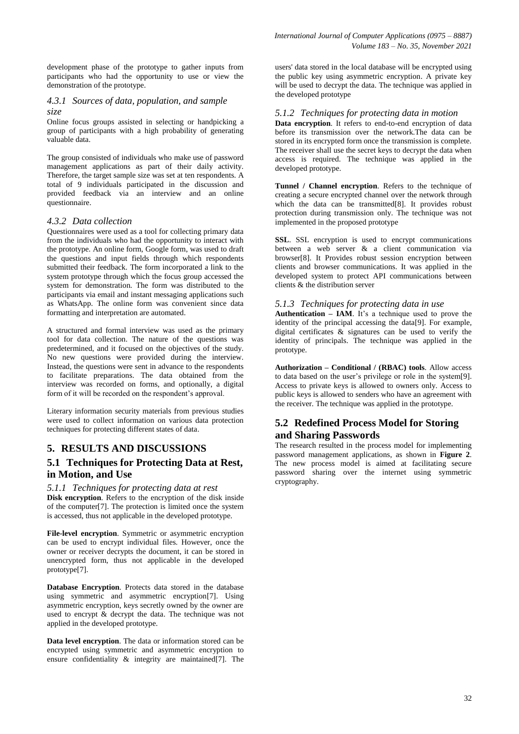development phase of the prototype to gather inputs from participants who had the opportunity to use or view the demonstration of the prototype.

#### *4.3.1 Sources of data, population, and sample size*

Online focus groups assisted in selecting or handpicking a group of participants with a high probability of generating valuable data.

The group consisted of individuals who make use of password management applications as part of their daily activity. Therefore, the target sample size was set at ten respondents. A total of 9 individuals participated in the discussion and provided feedback via an interview and an online questionnaire.

#### *4.3.2 Data collection*

Questionnaires were used as a tool for collecting primary data from the individuals who had the opportunity to interact with the prototype. An online form, Google form, was used to draft the questions and input fields through which respondents submitted their feedback. The form incorporated a link to the system prototype through which the focus group accessed the system for demonstration. The form was distributed to the participants via email and instant messaging applications such as WhatsApp. The online form was convenient since data formatting and interpretation are automated.

A structured and formal interview was used as the primary tool for data collection. The nature of the questions was predetermined, and it focused on the objectives of the study. No new questions were provided during the interview. Instead, the questions were sent in advance to the respondents to facilitate preparations. The data obtained from the interview was recorded on forms, and optionally, a digital form of it will be recorded on the respondent's approval.

Literary information security materials from previous studies were used to collect information on various data protection techniques for protecting different states of data.

## 5. RESULTS AND DISCUSSIONS

### 5.1 Techniques for Protecting Data at Rest, in Motion, and Use

#### *5.1.1 Techniques for protecting data at rest*

**Disk encryption**. Refers to the encryption of the disk inside of the computer[7]. The protection is limited once the system is accessed, thus not applicable in the developed prototype.

**File-level encryption**. Symmetric or asymmetric encryption can be used to encrypt individual files. However, once the owner or receiver decrypts the document, it can be stored in unencrypted form, thus not applicable in the developed prototype[7].

**Database Encryption**. Protects data stored in the database using symmetric and asymmetric encryption[7]. Using asymmetric encryption, keys secretly owned by the owner are used to encrypt & decrypt the data. The technique was not applied in the developed prototype.

**Data level encryption**. The data or information stored can be encrypted using symmetric and asymmetric encryption to ensure confidentiality & integrity are maintained[7]. The users' data stored in the local database will be encrypted using the public key using asymmetric encryption. A private key will be used to decrypt the data. The technique was applied in the developed prototype

#### *5.1.2 Techniques for protecting data in motion*

**Data encryption**. It refers to end-to-end encryption of data before its transmission over the network.The data can be stored in its encrypted form once the transmission is complete. The receiver shall use the secret keys to decrypt the data when access is required. The technique was applied in the developed prototype.

**Tunnel / Channel encryption**. Refers to the technique of creating a secure encrypted channel over the network through which the data can be transmitted[8]. It provides robust protection during transmission only. The technique was not implemented in the proposed prototype

**SSL**. SSL encryption is used to encrypt communications between a web server & a client communication via browser[8]. It Provides robust session encryption between clients and browser communications. It was applied in the developed system to protect API communications between clients & the distribution server

#### *5.1.3 Techniques for protecting data in use*

**Authentication – IAM**. It's a technique used to prove the identity of the principal accessing the data[9]. For example, digital certificates & signatures can be used to verify the identity of principals. The technique was applied in the prototype.

**Authorization – Conditional / (RBAC) tools**. Allow access to data based on the user's privilege or role in the system[9]. Access to private keys is allowed to owners only. Access to public keys is allowed to senders who have an agreement with the receiver. The technique was applied in the prototype.

### 5.2 Redefined Process Model for Storing and Sharing Passwords

The research resulted in the process model for implementing password management applications, as shown in **Figure 2**. The new process model is aimed at facilitating secure password sharing over the internet using symmetric cryptography.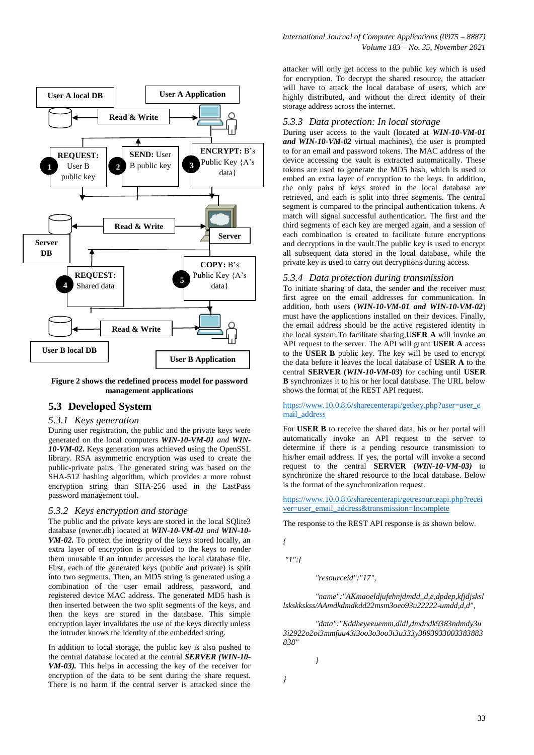User A local DB

User A Application

Read & Write

REQUEST: User B public key

SEND: User B public key

ENCRYPT: B's Public Key {A's data}

Read & Write

Server

Server DB

REQUEST: Shared data

COPY: B's Public Key {A's data}

Read & Write

User B local DB

User B Application

**Figure 2 shows the redefined process model for password management applications**

## 5.3 Developed System

### 5.3.1 Keys generation

During user registration, the public and the private keys were generated on the local computers ***WIN-10-VM-01*** *and* ***WIN-10-VM-02***. Keys generation was achieved using the OpenSSL library. RSA asymmetric encryption was used to create the public-private pairs. The generated string was based on the SHA-512 hashing algorithm, which provides a more robust encryption string than SHA-256 used in the LastPass password management tool.

### 5.3.2 Keys encryption and storage

The public and the private keys are stored in the local SQlite3 database (owner.db) located at ***WIN-10-VM-01*** *and* ***WIN-10-VM-02.*** To protect the integrity of the keys stored locally, an extra layer of encryption is provided to the keys to render them unusable if an intruder accesses the local database file. First, each of the generated keys (public and private) is split into two segments. Then, an MD5 string is generated using a combination of the user email address, password, and registered device MAC address. The generated MD5 hash is then inserted between the two split segments of the keys, and then the keys are stored in the database. This simple encryption layer invalidates the use of the keys directly unless the intruder knows the identity of the embedded string.

In addition to local storage, the public key is also pushed to the central database located at the central ***SERVER (WIN-10-VM-03).*** This helps in accessing the key of the receiver for encryption of the data to be sent during the share request. There is no harm if the central server is attacked since the attacker will only get access to the public key which is used for encryption. To decrypt the shared resource, the attacker will have to attack the local database of users, which are highly distributed, and without the direct identity of their storage address across the internet.

### 5.3.3 Data protection: In local storage

During user access to the vault (located at ***WIN-10-VM-01 and WIN-10-VM-02*** virtual machines), the user is prompted to for an email and password tokens. The MAC address of the device accessing the vault is extracted automatically. These tokens are used to generate the MD5 hash, which is used to embed an extra layer of encryption to the keys. In addition, the only pairs of keys stored in the local database are retrieved, and each is split into three segments. The central segment is compared to the principal authentication tokens. A match will signal successful authentication. The first and the third segments of each key are merged again, and a session of each combination is created to facilitate future encryptions and decryptions in the vault.The public key is used to encrypt all subsequent data stored in the local database, while the private key is used to carry out decryptions during access.

### 5.3.4 Data protection during transmission

To initiate sharing of data, the sender and the receiver must first agree on the email addresses for communication. In addition, both users (***WIN-10-VM-01 and WIN-10-VM-02***) must have the applications installed on their devices. Finally, the email address should be the active registered identity in the local system.To facilitate sharing,**USER A** will invoke an API request to the server. The API will grant **USER A** access to the **USER B** public key. The key will be used to encrypt the data before it leaves the local database of **USER A** to the central **SERVER (*WIN-10-VM-03*)** for caching until **USER B** synchronizes it to his or her local database. The URL below shows the format of the REST API request.

https://www.10.0.8.6/sharecenterapi/getkey.php?user=user_email_address

For **USER B** to receive the shared data, his or her portal will automatically invoke an API request to the server to determine if there is a pending resource transmission to his/her email address. If yes, the portal will invoke a second request to the central **SERVER (*WIN-10-VM-03)*** to synchronize the shared resource to the local database. Below is the format of the synchronization request.

https://www.10.0.8.6/sharecenterapi/getresourceapi.php?receiver=user_email_address&transmission=Incomplete

The response to the REST API response is as shown below.

```
{
 "1":{
        "resourceid":"17",
        "name":"AKmaoeldjufehnjdmdd,,d,e,dpdep,kfjdjsksllsksk kskss/AAmdkdmdkdd22msm3oeo93u22222-umdd,d,d",
        "data":"Kddheyeeuemm,dldl,dmdndk9383ndmdy3u3i2922o2oi3mmfuu43i3oo3o3oo3i3u333y3893933003383883838"
        }
}
```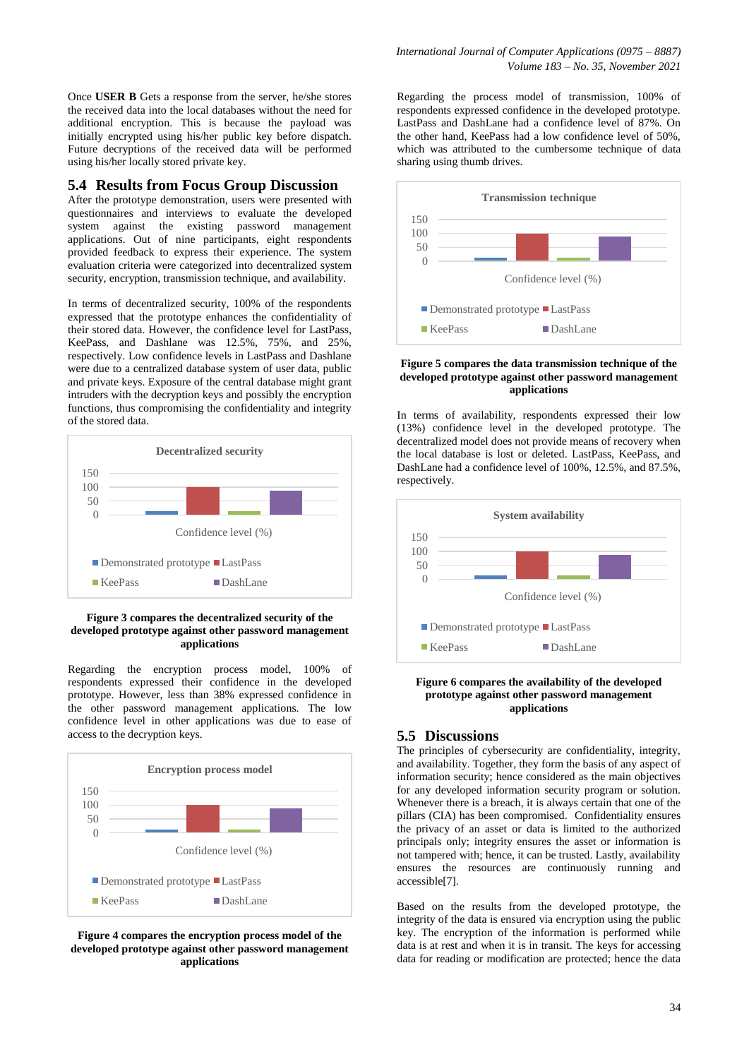Once **USER B** Gets a response from the server, he/she stores the received data into the local databases without the need for additional encryption. This is because the payload was initially encrypted using his/her public key before dispatch. Future decryptions of the received data will be performed using his/her locally stored private key.

## 5.4 Results from Focus Group Discussion

After the prototype demonstration, users were presented with questionnaires and interviews to evaluate the developed system against the existing password management applications. Out of nine participants, eight respondents provided feedback to express their experience. The system evaluation criteria were categorized into decentralized system security, encryption, transmission technique, and availability.

In terms of decentralized security, 100% of the respondents expressed that the prototype enhances the confidentiality of their stored data. However, the confidence level for LastPass, KeePass, and Dashlane was 12.5%, 75%, and 25%, respectively. Low confidence levels in LastPass and Dashlane were due to a centralized database system of user data, public and private keys. Exposure of the central database might grant intruders with the decryption keys and possibly the encryption functions, thus compromising the confidentiality and integrity of the stored data.

Decentralized security

150
100
50
0

Confidence level (%)

■ Demonstrated prototype ■ LastPass
■ KeePass ■ DashLane

**Figure 3 compares the decentralized security of the developed prototype against other password management applications**

Regarding the encryption process model, 100% of respondents expressed their confidence in the developed prototype. However, less than 38% expressed confidence in the other password management applications. The low confidence level in other applications was due to ease of access to the decryption keys.

Encryption process model

150
100
50
0

Confidence level (%)

■ Demonstrated prototype ■ LastPass
■ KeePass ■ DashLane

**Figure 4 compares the encryption process model of the developed prototype against other password management applications**

Regarding the process model of transmission, 100% of respondents expressed confidence in the developed prototype. LastPass and DashLane had a confidence level of 87%. On the other hand, KeePass had a low confidence level of 50%, which was attributed to the cumbersome technique of data sharing using thumb drives.

Transmission technique

150
100
50
0

Confidence level (%)

■ Demonstrated prototype ■ LastPass
■ KeePass ■ DashLane

**Figure 5 compares the data transmission technique of the developed prototype against other password management applications**

In terms of availability, respondents expressed their low (13%) confidence level in the developed prototype. The decentralized model does not provide means of recovery when the local database is lost or deleted. LastPass, KeePass, and DashLane had a confidence level of 100%, 12.5%, and 87.5%, respectively.

System availability

150
100
50
0

Confidence level (%)

■ Demonstrated prototype ■ LastPass
■ KeePass ■ DashLane

**Figure 6 compares the availability of the developed prototype against other password management applications**

## 5.5 Discussions

The principles of cybersecurity are confidentiality, integrity, and availability. Together, they form the basis of any aspect of information security; hence considered as the main objectives for any developed information security program or solution. Whenever there is a breach, it is always certain that one of the pillars (CIA) has been compromised. Confidentiality ensures the privacy of an asset or data is limited to the authorized principals only; integrity ensures the asset or information is not tampered with; hence, it can be trusted. Lastly, availability ensures the resources are continuously running and accessible[7].

Based on the results from the developed prototype, the integrity of the data is ensured via encryption using the public key. The encryption of the information is performed while data is at rest and when it is in transit. The keys for accessing data for reading or modification are protected; hence the data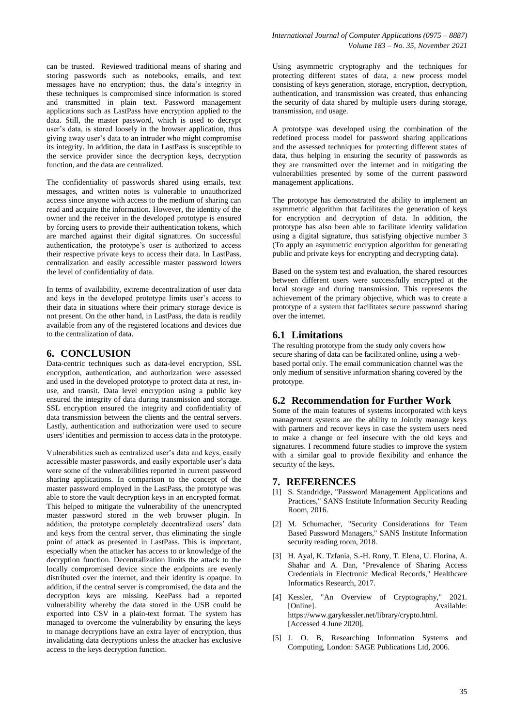can be trusted. Reviewed traditional means of sharing and storing passwords such as notebooks, emails, and text messages have no encryption; thus, the data's integrity in these techniques is compromised since information is stored and transmitted in plain text. Password management applications such as LastPass have encryption applied to the data. Still, the master password, which is used to decrypt user's data, is stored loosely in the browser application, thus giving away user's data to an intruder who might compromise its integrity. In addition, the data in LastPass is susceptible to the service provider since the decryption keys, decryption function, and the data are centralized.

The confidentiality of passwords shared using emails, text messages, and written notes is vulnerable to unauthorized access since anyone with access to the medium of sharing can read and acquire the information. However, the identity of the owner and the receiver in the developed prototype is ensured by forcing users to provide their authentication tokens, which are marched against their digital signatures. On successful authentication, the prototype's user is authorized to access their respective private keys to access their data. In LastPass, centralization and easily accessible master password lowers the level of confidentiality of data.

In terms of availability, extreme decentralization of user data and keys in the developed prototype limits user's access to their data in situations where their primary storage device is not present. On the other hand, in LastPass, the data is readily available from any of the registered locations and devices due to the centralization of data.

## 6. CONCLUSION

Data-centric techniques such as data-level encryption, SSL encryption, authentication, and authorization were assessed and used in the developed prototype to protect data at rest, in-use, and transit. Data level encryption using a public key ensured the integrity of data during transmission and storage. SSL encryption ensured the integrity and confidentiality of data transmission between the clients and the central servers. Lastly, authentication and authorization were used to secure users' identities and permission to access data in the prototype.

Vulnerabilities such as centralized user's data and keys, easily accessible master passwords, and easily exportable user's data were some of the vulnerabilities reported in current password sharing applications. In comparison to the concept of the master password employed in the LastPass, the prototype was able to store the vault decryption keys in an encrypted format. This helped to mitigate the vulnerability of the unencrypted master password stored in the web browser plugin. In addition, the prototype completely decentralized users' data and keys from the central server, thus eliminating the single point of attack as presented in LastPass. This is important, especially when the attacker has access to or knowledge of the decryption function. Decentralization limits the attack to the locally compromised device since the endpoints are evenly distributed over the internet, and their identity is opaque. In addition, if the central server is compromised, the data and the decryption keys are missing. KeePass had a reported vulnerability whereby the data stored in the USB could be exported into CSV in a plain-text format. The system has managed to overcome the vulnerability by ensuring the keys to manage decryptions have an extra layer of encryption, thus invalidating data decryptions unless the attacker has exclusive access to the keys decryption function.

Using asymmetric cryptography and the techniques for protecting different states of data, a new process model consisting of keys generation, storage, encryption, decryption, authentication, and transmission was created, thus enhancing the security of data shared by multiple users during storage, transmission, and usage.

A prototype was developed using the combination of the redefined process model for password sharing applications and the assessed techniques for protecting different states of data, thus helping in ensuring the security of passwords as they are transmitted over the internet and in mitigating the vulnerabilities presented by some of the current password management applications.

The prototype has demonstrated the ability to implement an asymmetric algorithm that facilitates the generation of keys for encryption and decryption of data. In addition, the prototype has also been able to facilitate identity validation using a digital signature, thus satisfying objective number 3 (To apply an asymmetric encryption algorithm for generating public and private keys for encrypting and decrypting data).

Based on the system test and evaluation, the shared resources between different users were successfully encrypted at the local storage and during transmission. This represents the achievement of the primary objective, which was to create a prototype of a system that facilitates secure password sharing over the internet.

### 6.1 Limitations

The resulting prototype from the study only covers how secure sharing of data can be facilitated online, using a web-based portal only. The email communication channel was the only medium of sensitive information sharing covered by the prototype.

### 6.2 Recommendation for Further Work

Some of the main features of systems incorporated with keys management systems are the ability to Jointly manage keys with partners and recover keys in case the system users need to make a change or feel insecure with the old keys and signatures. I recommend future studies to improve the system with a similar goal to provide flexibility and enhance the security of the keys.

## 7. REFERENCES

[1] S. Standridge, "Password Management Applications and Practices," SANS Institute Information Security Reading Room, 2016.

[2] M. Schumacher, "Security Considerations for Team Based Password Managers," SANS Institute Information security reading room, 2018.

[3] H. Ayal, K. Tzfania, S.-H. Rony, T. Elena, U. Florina, A. Shahar and A. Dan, "Prevalence of Sharing Access Credentials in Electronic Medical Records," Healthcare Informatics Research, 2017.

[4] Kessler, "An Overview of Cryptography," 2021. [Online]. Available: https://www.garykessler.net/library/crypto.html. [Accessed 4 June 2020].

[5] J. O. B, Researching Information Systems and Computing, London: SAGE Publications Ltd, 2006.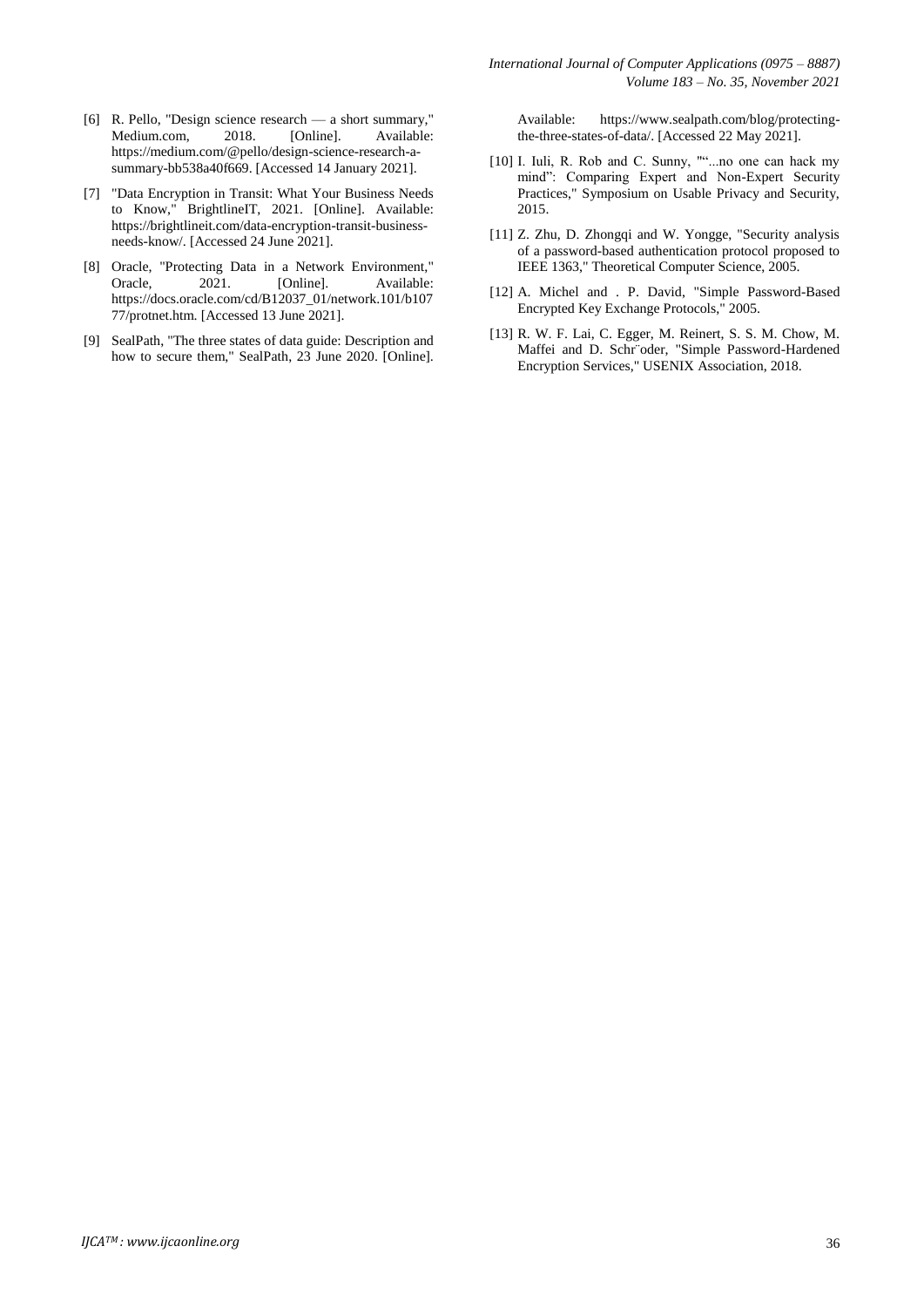[6] R. Pello, "Design science research — a short summary," Medium.com, 2018. [Online]. Available: https://medium.com/@pello/design-science-research-a-summary-bb538a40f669. [Accessed 14 January 2021].

[7] "Data Encryption in Transit: What Your Business Needs to Know," BrightlineIT, 2021. [Online]. Available: https://brightlineit.com/data-encryption-transit-business-needs-know/. [Accessed 24 June 2021].

[8] Oracle, "Protecting Data in a Network Environment," Oracle, 2021. [Online]. Available: https://docs.oracle.com/cd/B12037_01/network.101/b10777/protnet.htm. [Accessed 13 June 2021].

[9] SealPath, "The three states of data guide: Description and how to secure them," SealPath, 23 June 2020. [Online]. Available: https://www.sealpath.com/blog/protecting-the-three-states-of-data/. [Accessed 22 May 2021].

[10] I. Iuli, R. Rob and C. Sunny, ""...no one can hack my mind": Comparing Expert and Non-Expert Security Practices," Symposium on Usable Privacy and Security, 2015.

[11] Z. Zhu, D. Zhongqi and W. Yongge, "Security analysis of a password-based authentication protocol proposed to IEEE 1363," Theoretical Computer Science, 2005.

[12] A. Michel and . P. David, "Simple Password-Based Encrypted Key Exchange Protocols," 2005.

[13] R. W. F. Lai, C. Egger, M. Reinert, S. S. M. Chow, M. Maffei and D. Schr¨oder, "Simple Password-Hardened Encryption Services," USENIX Association, 2018.